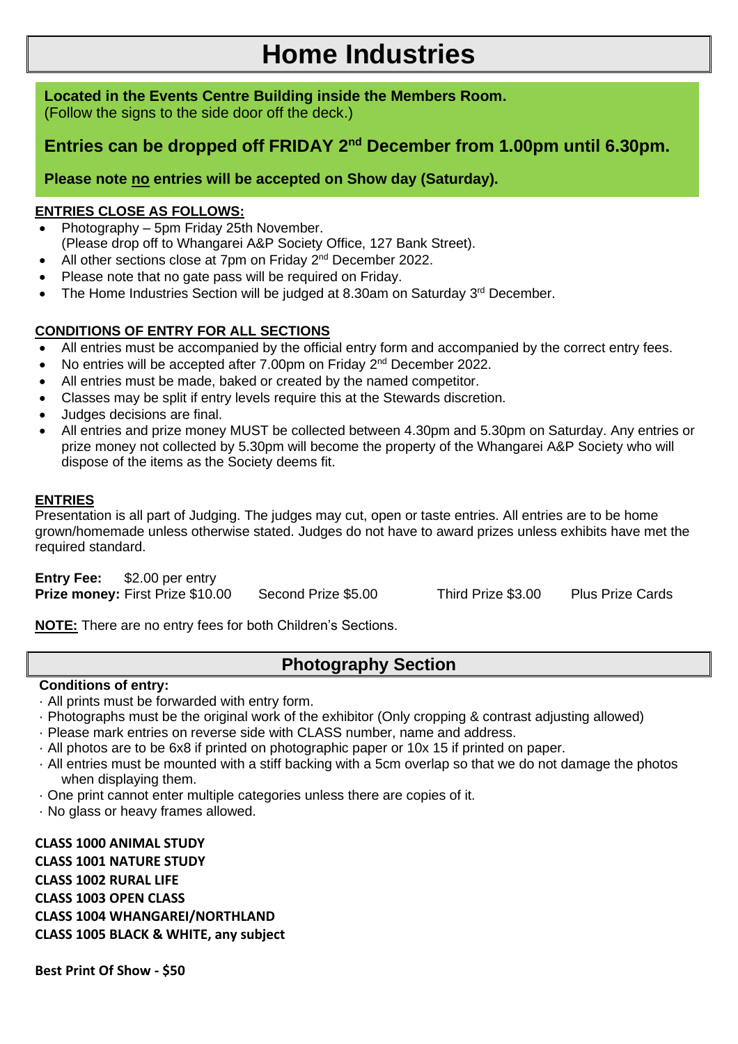# Home Industries

**Located in the Events Centre Building inside the Members Room.**
(Follow the signs to the side door off the deck.)

## Entries can be dropped off FRIDAY 2nd December from 1.00pm until 6.30pm.

**Please note no entries will be accepted on Show day (Saturday).**

**ENTRIES CLOSE AS FOLLOWS:**

- Photography – 5pm Friday 25th November.
  (Please drop off to Whangarei A&P Society Office, 127 Bank Street).
- All other sections close at 7pm on Friday 2nd December 2022.
- Please note that no gate pass will be required on Friday.
- The Home Industries Section will be judged at 8.30am on Saturday 3rd December.

**CONDITIONS OF ENTRY FOR ALL SECTIONS**

- All entries must be accompanied by the official entry form and accompanied by the correct entry fees.
- No entries will be accepted after 7.00pm on Friday 2nd December 2022.
- All entries must be made, baked or created by the named competitor.
- Classes may be split if entry levels require this at the Stewards discretion.
- Judges decisions are final.
- All entries and prize money MUST be collected between 4.30pm and 5.30pm on Saturday. Any entries or prize money not collected by 5.30pm will become the property of the Whangarei A&P Society who will dispose of the items as the Society deems fit.

**ENTRIES**

Presentation is all part of Judging. The judges may cut, open or taste entries. All entries are to be home grown/homemade unless otherwise stated. Judges do not have to award prizes unless exhibits have met the required standard.

**Entry Fee:** $2.00 per entry
**Prize money:** First Prize $10.00 Second Prize $5.00 Third Prize $3.00 Plus Prize Cards

**NOTE:** There are no entry fees for both Children's Sections.

## Photography Section

**Conditions of entry:**

- All prints must be forwarded with entry form.
- Photographs must be the original work of the exhibitor (Only cropping & contrast adjusting allowed)
- Please mark entries on reverse side with CLASS number, name and address.
- All photos are to be 6x8 if printed on photographic paper or 10x 15 if printed on paper.
- All entries must be mounted with a stiff backing with a 5cm overlap so that we do not damage the photos when displaying them.
- One print cannot enter multiple categories unless there are copies of it.
- No glass or heavy frames allowed.

**CLASS 1000 ANIMAL STUDY**
**CLASS 1001 NATURE STUDY**
**CLASS 1002 RURAL LIFE**
**CLASS 1003 OPEN CLASS**
**CLASS 1004 WHANGAREI/NORTHLAND**
**CLASS 1005 BLACK & WHITE, any subject**

**Best Print Of Show - $50**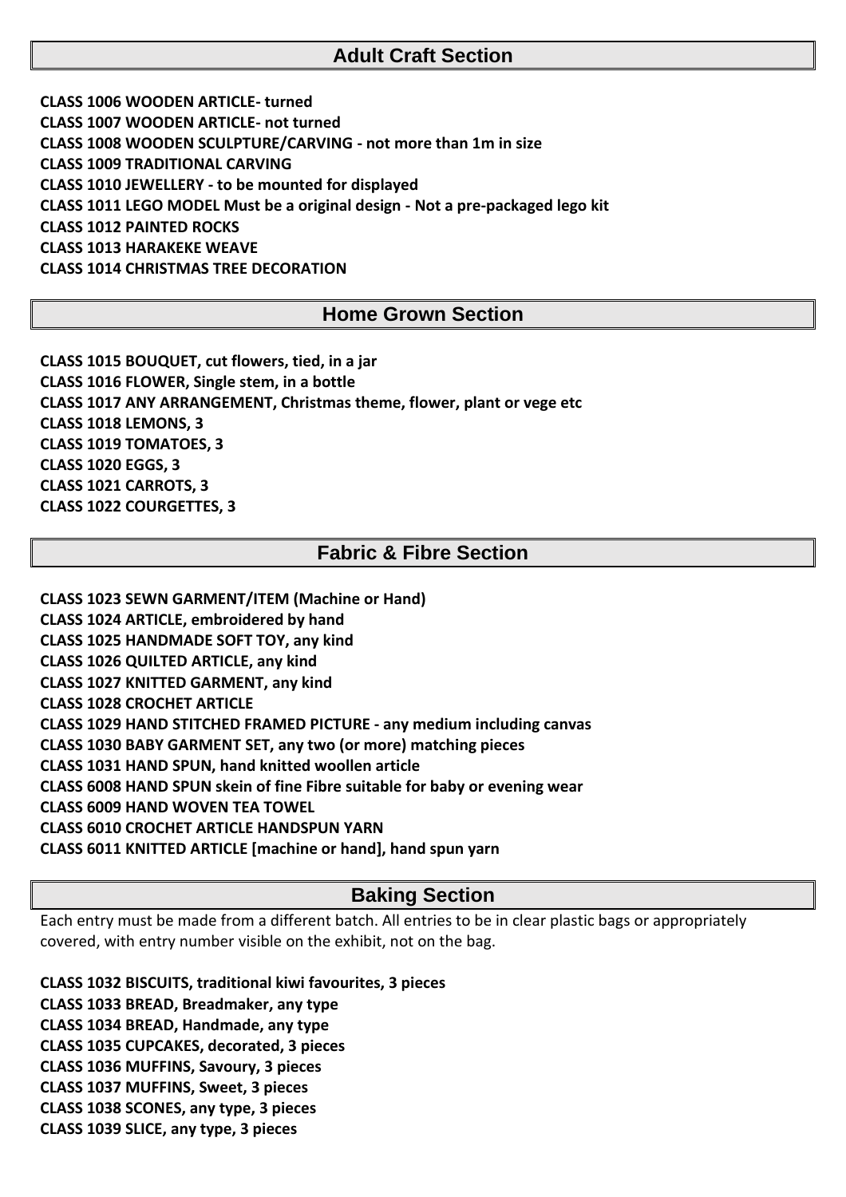## Adult Craft Section

**CLASS 1006 WOODEN ARTICLE- turned**
**CLASS 1007 WOODEN ARTICLE- not turned**
**CLASS 1008 WOODEN SCULPTURE/CARVING - not more than 1m in size**
**CLASS 1009 TRADITIONAL CARVING**
**CLASS 1010 JEWELLERY - to be mounted for displayed**
**CLASS 1011 LEGO MODEL Must be a original design - Not a pre-packaged lego kit**
**CLASS 1012 PAINTED ROCKS**
**CLASS 1013 HARAKEKE WEAVE**
**CLASS 1014 CHRISTMAS TREE DECORATION**

## Home Grown Section

**CLASS 1015 BOUQUET, cut flowers, tied, in a jar**
**CLASS 1016 FLOWER, Single stem, in a bottle**
**CLASS 1017 ANY ARRANGEMENT, Christmas theme, flower, plant or vege etc**
**CLASS 1018 LEMONS, 3**
**CLASS 1019 TOMATOES, 3**
**CLASS 1020 EGGS, 3**
**CLASS 1021 CARROTS, 3**
**CLASS 1022 COURGETTES, 3**

## Fabric & Fibre Section

**CLASS 1023 SEWN GARMENT/ITEM (Machine or Hand)**
**CLASS 1024 ARTICLE, embroidered by hand**
**CLASS 1025 HANDMADE SOFT TOY, any kind**
**CLASS 1026 QUILTED ARTICLE, any kind**
**CLASS 1027 KNITTED GARMENT, any kind**
**CLASS 1028 CROCHET ARTICLE**
**CLASS 1029 HAND STITCHED FRAMED PICTURE - any medium including canvas**
**CLASS 1030 BABY GARMENT SET, any two (or more) matching pieces**
**CLASS 1031 HAND SPUN, hand knitted woollen article**
**CLASS 6008 HAND SPUN skein of fine Fibre suitable for baby or evening wear**
**CLASS 6009 HAND WOVEN TEA TOWEL**
**CLASS 6010 CROCHET ARTICLE HANDSPUN YARN**
**CLASS 6011 KNITTED ARTICLE [machine or hand], hand spun yarn**

## Baking Section

Each entry must be made from a different batch. All entries to be in clear plastic bags or appropriately covered, with entry number visible on the exhibit, not on the bag.

**CLASS 1032 BISCUITS, traditional kiwi favourites, 3 pieces**
**CLASS 1033 BREAD, Breadmaker, any type**
**CLASS 1034 BREAD, Handmade, any type**
**CLASS 1035 CUPCAKES, decorated, 3 pieces**
**CLASS 1036 MUFFINS, Savoury, 3 pieces**
**CLASS 1037 MUFFINS, Sweet, 3 pieces**
**CLASS 1038 SCONES, any type, 3 pieces**
**CLASS 1039 SLICE, any type, 3 pieces**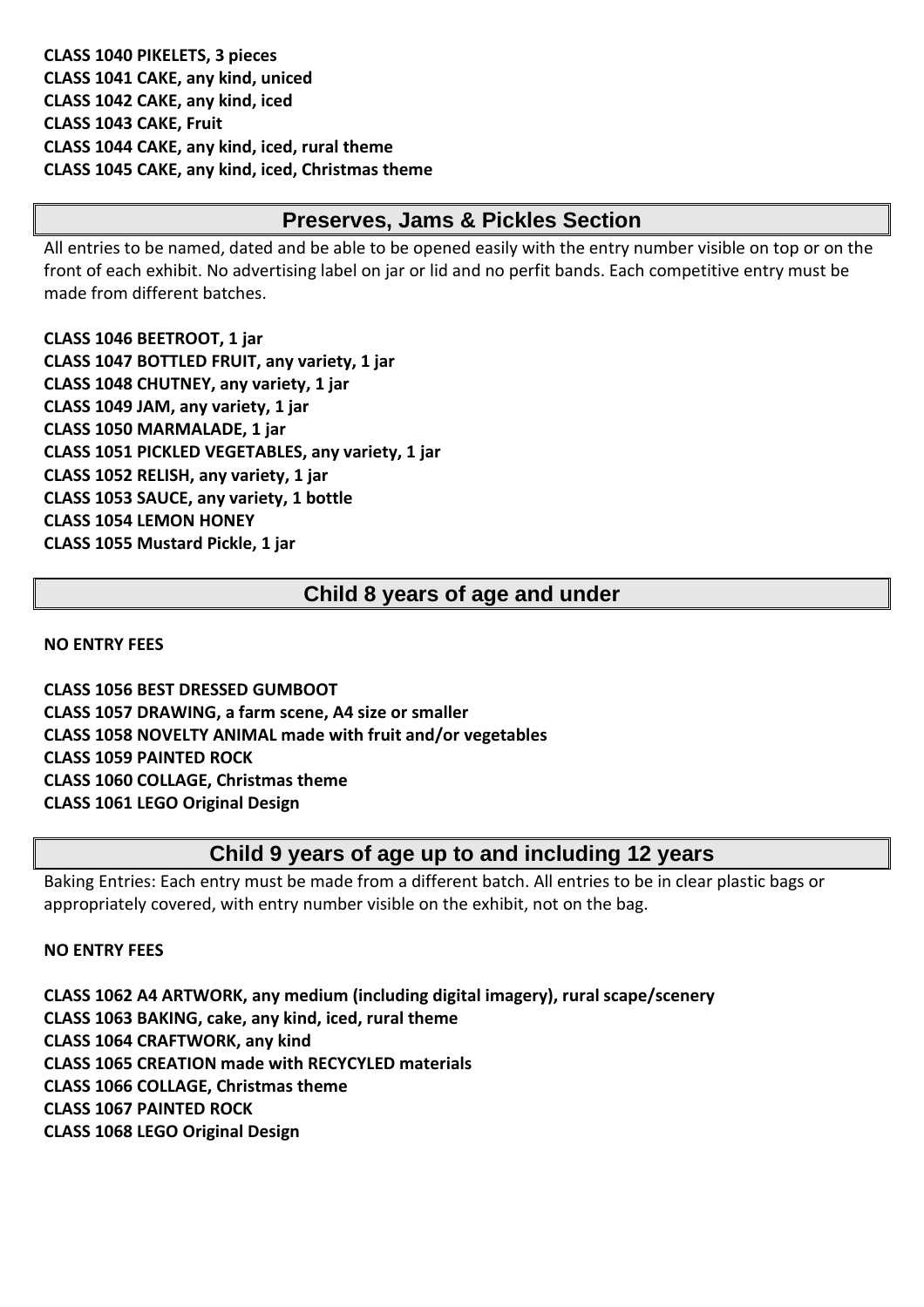**CLASS 1040 PIKELETS, 3 pieces**
**CLASS 1041 CAKE, any kind, uniced**
**CLASS 1042 CAKE, any kind, iced**
**CLASS 1043 CAKE, Fruit**
**CLASS 1044 CAKE, any kind, iced, rural theme**
**CLASS 1045 CAKE, any kind, iced, Christmas theme**

## Preserves, Jams & Pickles Section

All entries to be named, dated and be able to be opened easily with the entry number visible on top or on the front of each exhibit. No advertising label on jar or lid and no perfit bands. Each competitive entry must be made from different batches.

**CLASS 1046 BEETROOT, 1 jar**
**CLASS 1047 BOTTLED FRUIT, any variety, 1 jar**
**CLASS 1048 CHUTNEY, any variety, 1 jar**
**CLASS 1049 JAM, any variety, 1 jar**
**CLASS 1050 MARMALADE, 1 jar**
**CLASS 1051 PICKLED VEGETABLES, any variety, 1 jar**
**CLASS 1052 RELISH, any variety, 1 jar**
**CLASS 1053 SAUCE, any variety, 1 bottle**
**CLASS 1054 LEMON HONEY**
**CLASS 1055 Mustard Pickle, 1 jar**

## Child 8 years of age and under

**NO ENTRY FEES**

**CLASS 1056 BEST DRESSED GUMBOOT**
**CLASS 1057 DRAWING, a farm scene, A4 size or smaller**
**CLASS 1058 NOVELTY ANIMAL made with fruit and/or vegetables**
**CLASS 1059 PAINTED ROCK**
**CLASS 1060 COLLAGE, Christmas theme**
**CLASS 1061 LEGO Original Design**

## Child 9 years of age up to and including 12 years

Baking Entries: Each entry must be made from a different batch. All entries to be in clear plastic bags or appropriately covered, with entry number visible on the exhibit, not on the bag.

**NO ENTRY FEES**

**CLASS 1062 A4 ARTWORK, any medium (including digital imagery), rural scape/scenery**
**CLASS 1063 BAKING, cake, any kind, iced, rural theme**
**CLASS 1064 CRAFTWORK, any kind**
**CLASS 1065 CREATION made with RECYCYLED materials**
**CLASS 1066 COLLAGE, Christmas theme**
**CLASS 1067 PAINTED ROCK**
**CLASS 1068 LEGO Original Design**